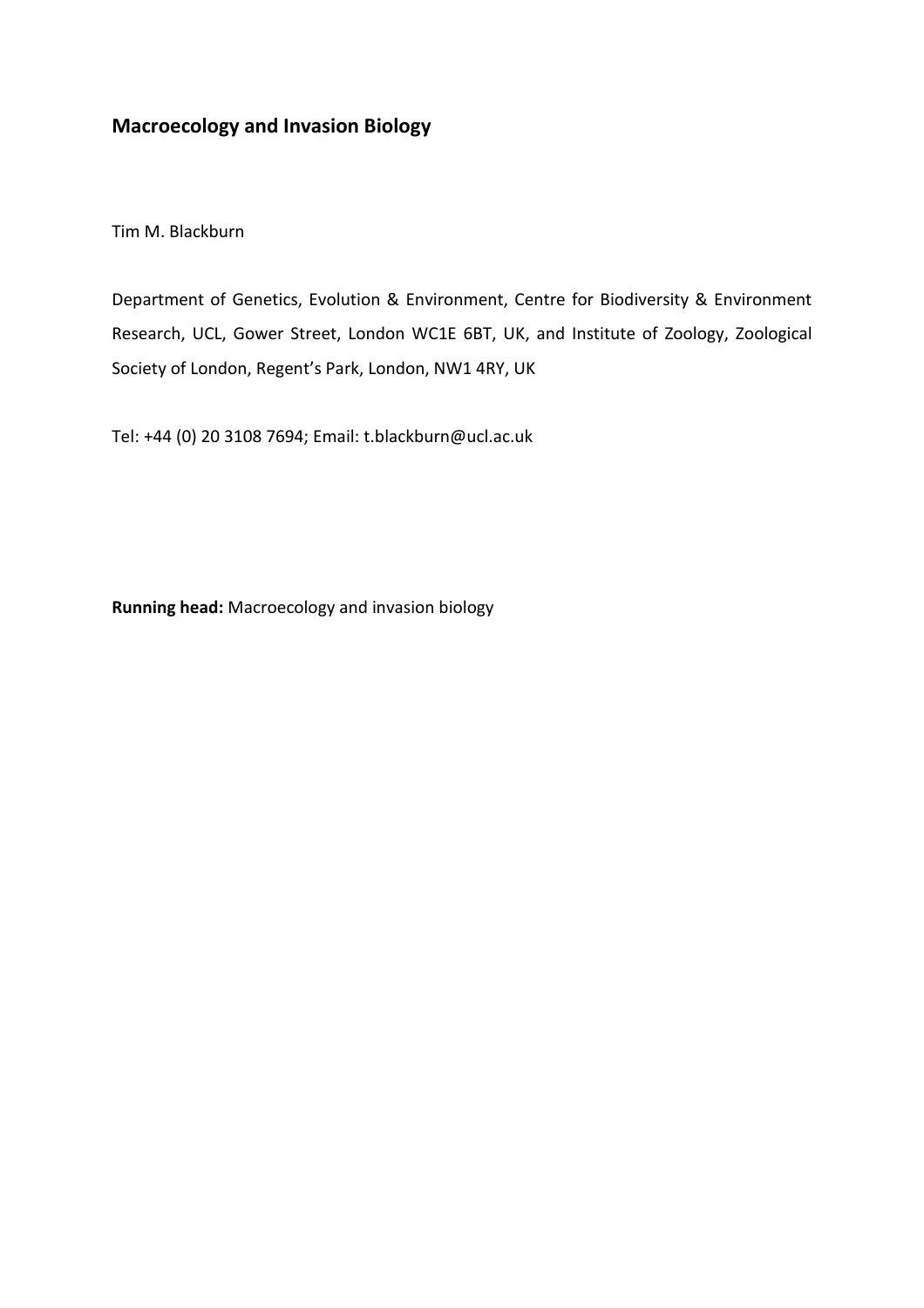# Macroecology and Invasion Biology

Tim M. Blackburn

Department of Genetics, Evolution & Environment, Centre for Biodiversity & Environment Research, UCL, Gower Street, London WC1E 6BT, UK, and Institute of Zoology, Zoological Society of London, Regent's Park, London, NW1 4RY, UK

Tel: +44 (0) 20 3108 7694; Email: t.blackburn@ucl.ac.uk

**Running head:** Macroecology and invasion biology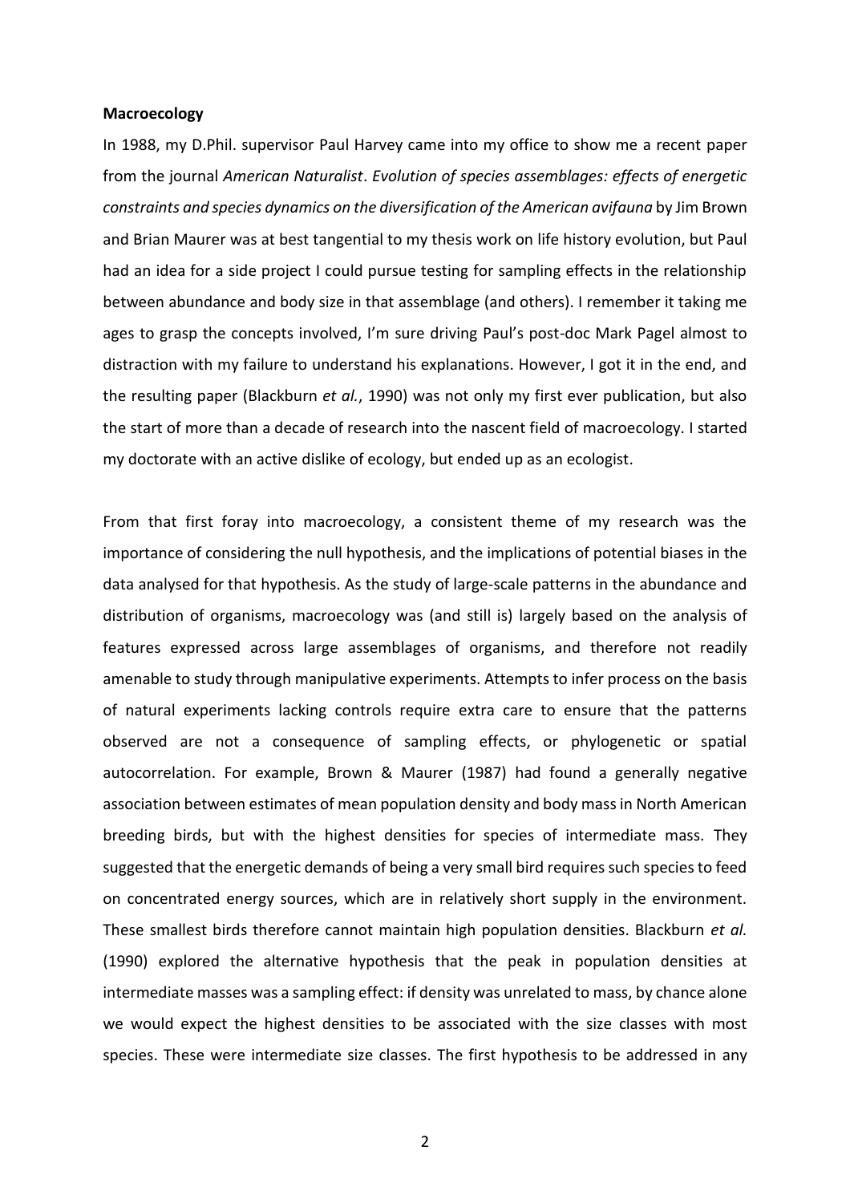**Macroecology**

In 1988, my D.Phil. supervisor Paul Harvey came into my office to show me a recent paper from the journal *American Naturalist*. *Evolution of species assemblages: effects of energetic constraints and species dynamics on the diversification of the American avifauna* by Jim Brown and Brian Maurer was at best tangential to my thesis work on life history evolution, but Paul had an idea for a side project I could pursue testing for sampling effects in the relationship between abundance and body size in that assemblage (and others). I remember it taking me ages to grasp the concepts involved, I'm sure driving Paul's post-doc Mark Pagel almost to distraction with my failure to understand his explanations. However, I got it in the end, and the resulting paper (Blackburn *et al.*, 1990) was not only my first ever publication, but also the start of more than a decade of research into the nascent field of macroecology. I started my doctorate with an active dislike of ecology, but ended up as an ecologist.

From that first foray into macroecology, a consistent theme of my research was the importance of considering the null hypothesis, and the implications of potential biases in the data analysed for that hypothesis. As the study of large-scale patterns in the abundance and distribution of organisms, macroecology was (and still is) largely based on the analysis of features expressed across large assemblages of organisms, and therefore not readily amenable to study through manipulative experiments. Attempts to infer process on the basis of natural experiments lacking controls require extra care to ensure that the patterns observed are not a consequence of sampling effects, or phylogenetic or spatial autocorrelation. For example, Brown & Maurer (1987) had found a generally negative association between estimates of mean population density and body mass in North American breeding birds, but with the highest densities for species of intermediate mass. They suggested that the energetic demands of being a very small bird requires such species to feed on concentrated energy sources, which are in relatively short supply in the environment. These smallest birds therefore cannot maintain high population densities. Blackburn *et al.* (1990) explored the alternative hypothesis that the peak in population densities at intermediate masses was a sampling effect: if density was unrelated to mass, by chance alone we would expect the highest densities to be associated with the size classes with most species. These were intermediate size classes. The first hypothesis to be addressed in any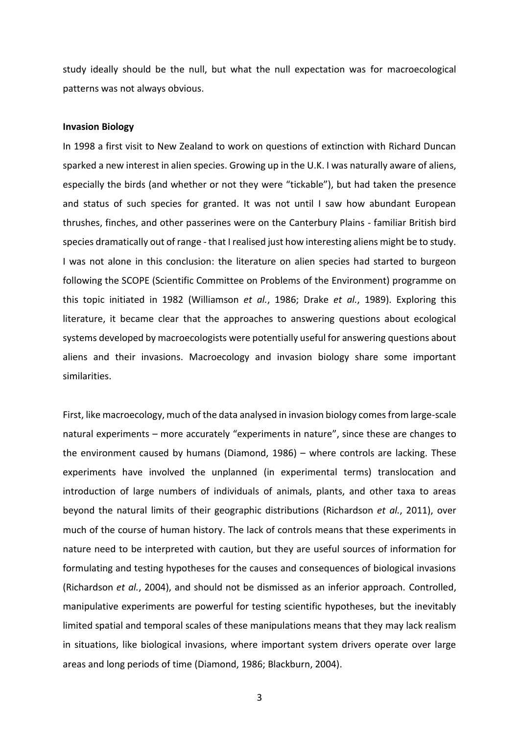study ideally should be the null, but what the null expectation was for macroecological patterns was not always obvious.

**Invasion Biology**

In 1998 a first visit to New Zealand to work on questions of extinction with Richard Duncan sparked a new interest in alien species. Growing up in the U.K. I was naturally aware of aliens, especially the birds (and whether or not they were "tickable"), but had taken the presence and status of such species for granted. It was not until I saw how abundant European thrushes, finches, and other passerines were on the Canterbury Plains - familiar British bird species dramatically out of range - that I realised just how interesting aliens might be to study. I was not alone in this conclusion: the literature on alien species had started to burgeon following the SCOPE (Scientific Committee on Problems of the Environment) programme on this topic initiated in 1982 (Williamson *et al.*, 1986; Drake *et al.*, 1989). Exploring this literature, it became clear that the approaches to answering questions about ecological systems developed by macroecologists were potentially useful for answering questions about aliens and their invasions. Macroecology and invasion biology share some important similarities.

First, like macroecology, much of the data analysed in invasion biology comes from large-scale natural experiments – more accurately "experiments in nature", since these are changes to the environment caused by humans (Diamond, 1986) – where controls are lacking. These experiments have involved the unplanned (in experimental terms) translocation and introduction of large numbers of individuals of animals, plants, and other taxa to areas beyond the natural limits of their geographic distributions (Richardson *et al.*, 2011), over much of the course of human history. The lack of controls means that these experiments in nature need to be interpreted with caution, but they are useful sources of information for formulating and testing hypotheses for the causes and consequences of biological invasions (Richardson *et al.*, 2004), and should not be dismissed as an inferior approach. Controlled, manipulative experiments are powerful for testing scientific hypotheses, but the inevitably limited spatial and temporal scales of these manipulations means that they may lack realism in situations, like biological invasions, where important system drivers operate over large areas and long periods of time (Diamond, 1986; Blackburn, 2004).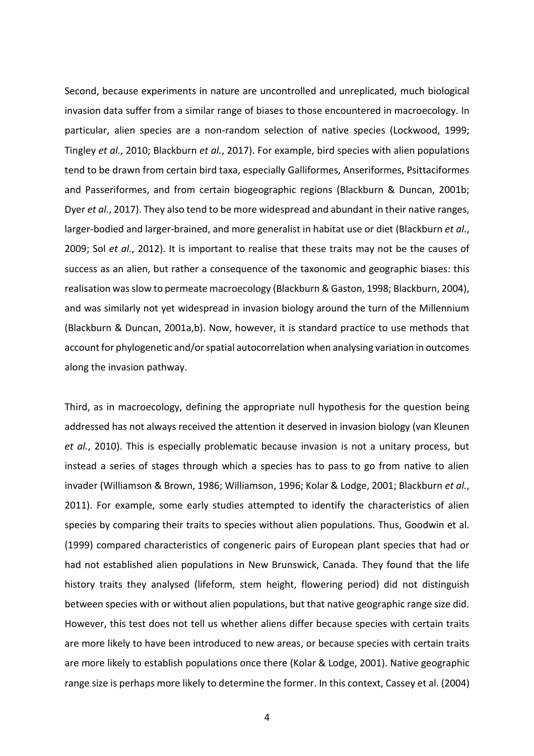Second, because experiments in nature are uncontrolled and unreplicated, much biological invasion data suffer from a similar range of biases to those encountered in macroecology. In particular, alien species are a non-random selection of native species (Lockwood, 1999; Tingley *et al.*, 2010; Blackburn *et al.*, 2017). For example, bird species with alien populations tend to be drawn from certain bird taxa, especially Galliformes, Anseriformes, Psittaciformes and Passeriformes, and from certain biogeographic regions (Blackburn & Duncan, 2001b; Dyer *et al.*, 2017). They also tend to be more widespread and abundant in their native ranges, larger-bodied and larger-brained, and more generalist in habitat use or diet (Blackburn *et al.*, 2009; Sol *et al.*, 2012). It is important to realise that these traits may not be the causes of success as an alien, but rather a consequence of the taxonomic and geographic biases: this realisation was slow to permeate macroecology (Blackburn & Gaston, 1998; Blackburn, 2004), and was similarly not yet widespread in invasion biology around the turn of the Millennium (Blackburn & Duncan, 2001a,b). Now, however, it is standard practice to use methods that account for phylogenetic and/or spatial autocorrelation when analysing variation in outcomes along the invasion pathway.

Third, as in macroecology, defining the appropriate null hypothesis for the question being addressed has not always received the attention it deserved in invasion biology (van Kleunen *et al.*, 2010). This is especially problematic because invasion is not a unitary process, but instead a series of stages through which a species has to pass to go from native to alien invader (Williamson & Brown, 1986; Williamson, 1996; Kolar & Lodge, 2001; Blackburn *et al.*, 2011). For example, some early studies attempted to identify the characteristics of alien species by comparing their traits to species without alien populations. Thus, Goodwin et al. (1999) compared characteristics of congeneric pairs of European plant species that had or had not established alien populations in New Brunswick, Canada. They found that the life history traits they analysed (lifeform, stem height, flowering period) did not distinguish between species with or without alien populations, but that native geographic range size did. However, this test does not tell us whether aliens differ because species with certain traits are more likely to have been introduced to new areas, or because species with certain traits are more likely to establish populations once there (Kolar & Lodge, 2001). Native geographic range size is perhaps more likely to determine the former. In this context, Cassey et al. (2004)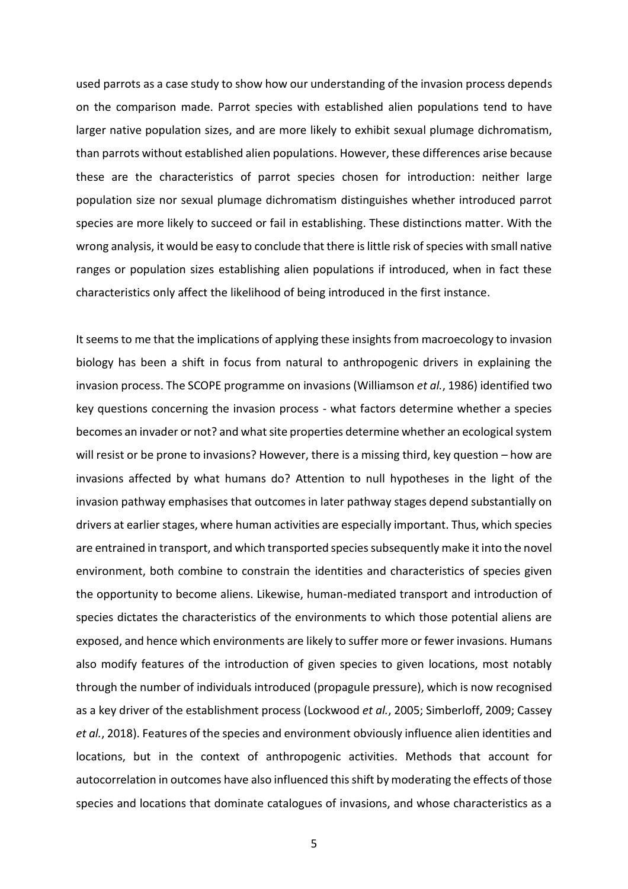used parrots as a case study to show how our understanding of the invasion process depends on the comparison made. Parrot species with established alien populations tend to have larger native population sizes, and are more likely to exhibit sexual plumage dichromatism, than parrots without established alien populations. However, these differences arise because these are the characteristics of parrot species chosen for introduction: neither large population size nor sexual plumage dichromatism distinguishes whether introduced parrot species are more likely to succeed or fail in establishing. These distinctions matter. With the wrong analysis, it would be easy to conclude that there is little risk of species with small native ranges or population sizes establishing alien populations if introduced, when in fact these characteristics only affect the likelihood of being introduced in the first instance.

It seems to me that the implications of applying these insights from macroecology to invasion biology has been a shift in focus from natural to anthropogenic drivers in explaining the invasion process. The SCOPE programme on invasions (Williamson *et al.*, 1986) identified two key questions concerning the invasion process - what factors determine whether a species becomes an invader or not? and what site properties determine whether an ecological system will resist or be prone to invasions? However, there is a missing third, key question – how are invasions affected by what humans do? Attention to null hypotheses in the light of the invasion pathway emphasises that outcomes in later pathway stages depend substantially on drivers at earlier stages, where human activities are especially important. Thus, which species are entrained in transport, and which transported species subsequently make it into the novel environment, both combine to constrain the identities and characteristics of species given the opportunity to become aliens. Likewise, human-mediated transport and introduction of species dictates the characteristics of the environments to which those potential aliens are exposed, and hence which environments are likely to suffer more or fewer invasions. Humans also modify features of the introduction of given species to given locations, most notably through the number of individuals introduced (propagule pressure), which is now recognised as a key driver of the establishment process (Lockwood *et al.*, 2005; Simberloff, 2009; Cassey *et al.*, 2018). Features of the species and environment obviously influence alien identities and locations, but in the context of anthropogenic activities. Methods that account for autocorrelation in outcomes have also influenced this shift by moderating the effects of those species and locations that dominate catalogues of invasions, and whose characteristics as a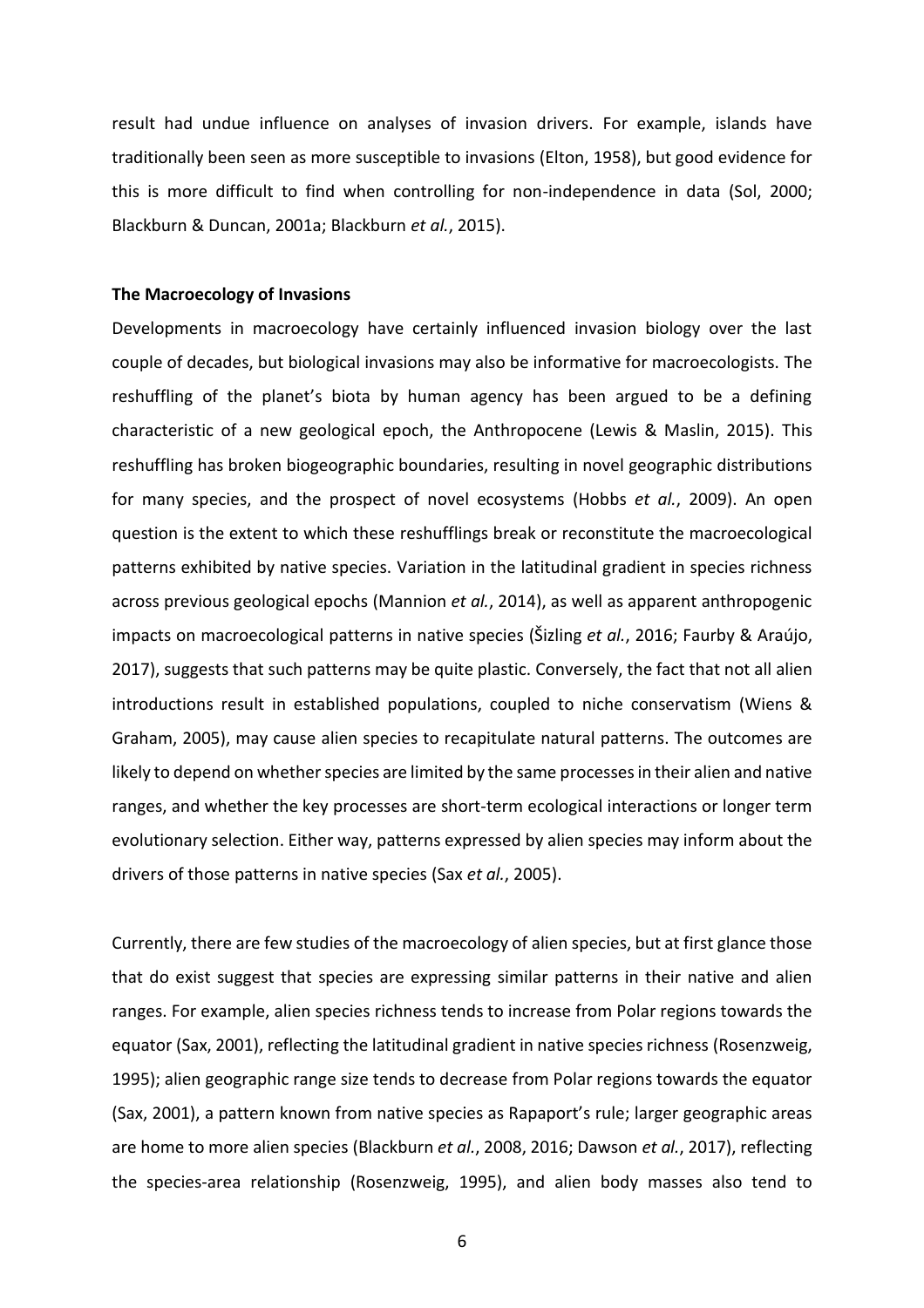result had undue influence on analyses of invasion drivers. For example, islands have traditionally been seen as more susceptible to invasions (Elton, 1958), but good evidence for this is more difficult to find when controlling for non-independence in data (Sol, 2000; Blackburn & Duncan, 2001a; Blackburn *et al.*, 2015).

**The Macroecology of Invasions**

Developments in macroecology have certainly influenced invasion biology over the last couple of decades, but biological invasions may also be informative for macroecologists. The reshuffling of the planet's biota by human agency has been argued to be a defining characteristic of a new geological epoch, the Anthropocene (Lewis & Maslin, 2015). This reshuffling has broken biogeographic boundaries, resulting in novel geographic distributions for many species, and the prospect of novel ecosystems (Hobbs *et al.*, 2009). An open question is the extent to which these reshufflings break or reconstitute the macroecological patterns exhibited by native species. Variation in the latitudinal gradient in species richness across previous geological epochs (Mannion *et al.*, 2014), as well as apparent anthropogenic impacts on macroecological patterns in native species (Šizling *et al.*, 2016; Faurby & Araújo, 2017), suggests that such patterns may be quite plastic. Conversely, the fact that not all alien introductions result in established populations, coupled to niche conservatism (Wiens & Graham, 2005), may cause alien species to recapitulate natural patterns. The outcomes are likely to depend on whether species are limited by the same processes in their alien and native ranges, and whether the key processes are short-term ecological interactions or longer term evolutionary selection. Either way, patterns expressed by alien species may inform about the drivers of those patterns in native species (Sax *et al.*, 2005).

Currently, there are few studies of the macroecology of alien species, but at first glance those that do exist suggest that species are expressing similar patterns in their native and alien ranges. For example, alien species richness tends to increase from Polar regions towards the equator (Sax, 2001), reflecting the latitudinal gradient in native species richness (Rosenzweig, 1995); alien geographic range size tends to decrease from Polar regions towards the equator (Sax, 2001), a pattern known from native species as Rapaport's rule; larger geographic areas are home to more alien species (Blackburn *et al.*, 2008, 2016; Dawson *et al.*, 2017), reflecting the species-area relationship (Rosenzweig, 1995), and alien body masses also tend to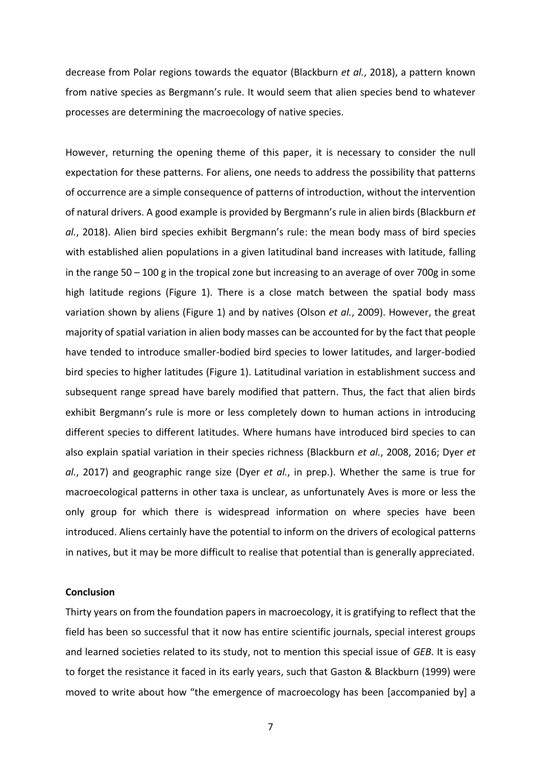decrease from Polar regions towards the equator (Blackburn *et al.*, 2018), a pattern known from native species as Bergmann's rule. It would seem that alien species bend to whatever processes are determining the macroecology of native species.

However, returning the opening theme of this paper, it is necessary to consider the null expectation for these patterns. For aliens, one needs to address the possibility that patterns of occurrence are a simple consequence of patterns of introduction, without the intervention of natural drivers. A good example is provided by Bergmann's rule in alien birds (Blackburn *et al.*, 2018). Alien bird species exhibit Bergmann's rule: the mean body mass of bird species with established alien populations in a given latitudinal band increases with latitude, falling in the range 50 – 100 g in the tropical zone but increasing to an average of over 700g in some high latitude regions (Figure 1). There is a close match between the spatial body mass variation shown by aliens (Figure 1) and by natives (Olson *et al.*, 2009). However, the great majority of spatial variation in alien body masses can be accounted for by the fact that people have tended to introduce smaller-bodied bird species to lower latitudes, and larger-bodied bird species to higher latitudes (Figure 1). Latitudinal variation in establishment success and subsequent range spread have barely modified that pattern. Thus, the fact that alien birds exhibit Bergmann's rule is more or less completely down to human actions in introducing different species to different latitudes. Where humans have introduced bird species to can also explain spatial variation in their species richness (Blackburn *et al.*, 2008, 2016; Dyer *et al.*, 2017) and geographic range size (Dyer *et al.*, in prep.). Whether the same is true for macroecological patterns in other taxa is unclear, as unfortunately Aves is more or less the only group for which there is widespread information on where species have been introduced. Aliens certainly have the potential to inform on the drivers of ecological patterns in natives, but it may be more difficult to realise that potential than is generally appreciated.

**Conclusion**

Thirty years on from the foundation papers in macroecology, it is gratifying to reflect that the field has been so successful that it now has entire scientific journals, special interest groups and learned societies related to its study, not to mention this special issue of *GEB*. It is easy to forget the resistance it faced in its early years, such that Gaston & Blackburn (1999) were moved to write about how "the emergence of macroecology has been [accompanied by] a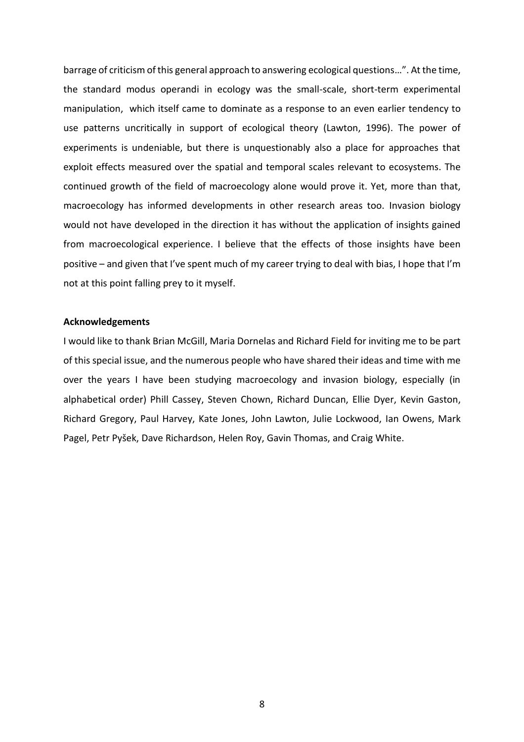barrage of criticism of this general approach to answering ecological questions…". At the time, the standard modus operandi in ecology was the small-scale, short-term experimental manipulation, which itself came to dominate as a response to an even earlier tendency to use patterns uncritically in support of ecological theory (Lawton, 1996). The power of experiments is undeniable, but there is unquestionably also a place for approaches that exploit effects measured over the spatial and temporal scales relevant to ecosystems. The continued growth of the field of macroecology alone would prove it. Yet, more than that, macroecology has informed developments in other research areas too. Invasion biology would not have developed in the direction it has without the application of insights gained from macroecological experience. I believe that the effects of those insights have been positive – and given that I've spent much of my career trying to deal with bias, I hope that I'm not at this point falling prey to it myself.

**Acknowledgements**

I would like to thank Brian McGill, Maria Dornelas and Richard Field for inviting me to be part of this special issue, and the numerous people who have shared their ideas and time with me over the years I have been studying macroecology and invasion biology, especially (in alphabetical order) Phill Cassey, Steven Chown, Richard Duncan, Ellie Dyer, Kevin Gaston, Richard Gregory, Paul Harvey, Kate Jones, John Lawton, Julie Lockwood, Ian Owens, Mark Pagel, Petr Pyšek, Dave Richardson, Helen Roy, Gavin Thomas, and Craig White.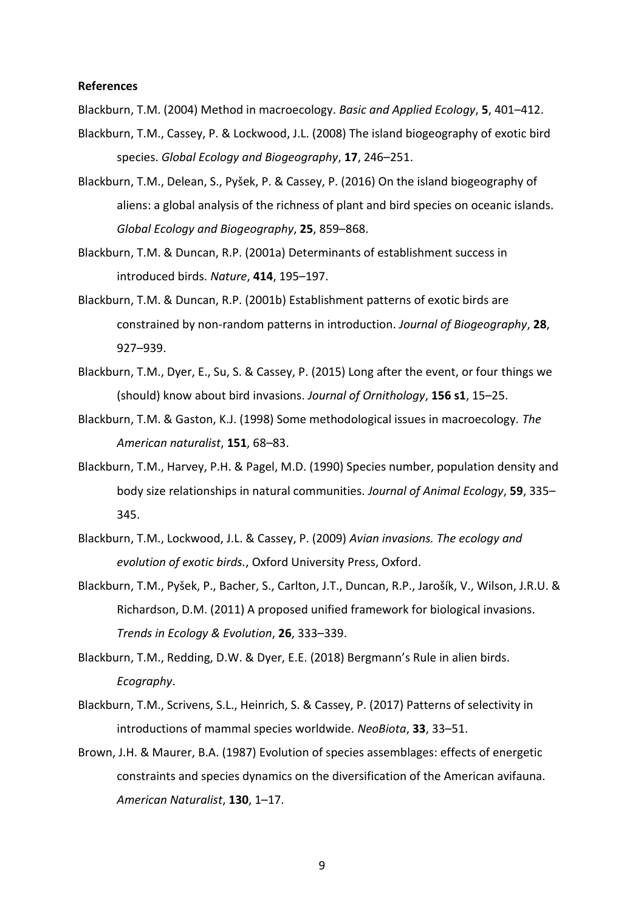**References**

Blackburn, T.M. (2004) Method in macroecology. *Basic and Applied Ecology*, **5**, 401–412.

Blackburn, T.M., Cassey, P. & Lockwood, J.L. (2008) The island biogeography of exotic bird species. *Global Ecology and Biogeography*, **17**, 246–251.

Blackburn, T.M., Delean, S., Pyšek, P. & Cassey, P. (2016) On the island biogeography of aliens: a global analysis of the richness of plant and bird species on oceanic islands. *Global Ecology and Biogeography*, **25**, 859–868.

Blackburn, T.M. & Duncan, R.P. (2001a) Determinants of establishment success in introduced birds. *Nature*, **414**, 195–197.

Blackburn, T.M. & Duncan, R.P. (2001b) Establishment patterns of exotic birds are constrained by non-random patterns in introduction. *Journal of Biogeography*, **28**, 927–939.

Blackburn, T.M., Dyer, E., Su, S. & Cassey, P. (2015) Long after the event, or four things we (should) know about bird invasions. *Journal of Ornithology*, **156 s1**, 15–25.

Blackburn, T.M. & Gaston, K.J. (1998) Some methodological issues in macroecology. *The American naturalist*, **151**, 68–83.

Blackburn, T.M., Harvey, P.H. & Pagel, M.D. (1990) Species number, population density and body size relationships in natural communities. *Journal of Animal Ecology*, **59**, 335–345.

Blackburn, T.M., Lockwood, J.L. & Cassey, P. (2009) *Avian invasions. The ecology and evolution of exotic birds.*, Oxford University Press, Oxford.

Blackburn, T.M., Pyšek, P., Bacher, S., Carlton, J.T., Duncan, R.P., Jarošík, V., Wilson, J.R.U. & Richardson, D.M. (2011) A proposed unified framework for biological invasions. *Trends in Ecology & Evolution*, **26**, 333–339.

Blackburn, T.M., Redding, D.W. & Dyer, E.E. (2018) Bergmann's Rule in alien birds. *Ecography*.

Blackburn, T.M., Scrivens, S.L., Heinrich, S. & Cassey, P. (2017) Patterns of selectivity in introductions of mammal species worldwide. *NeoBiota*, **33**, 33–51.

Brown, J.H. & Maurer, B.A. (1987) Evolution of species assemblages: effects of energetic constraints and species dynamics on the diversification of the American avifauna. *American Naturalist*, **130**, 1–17.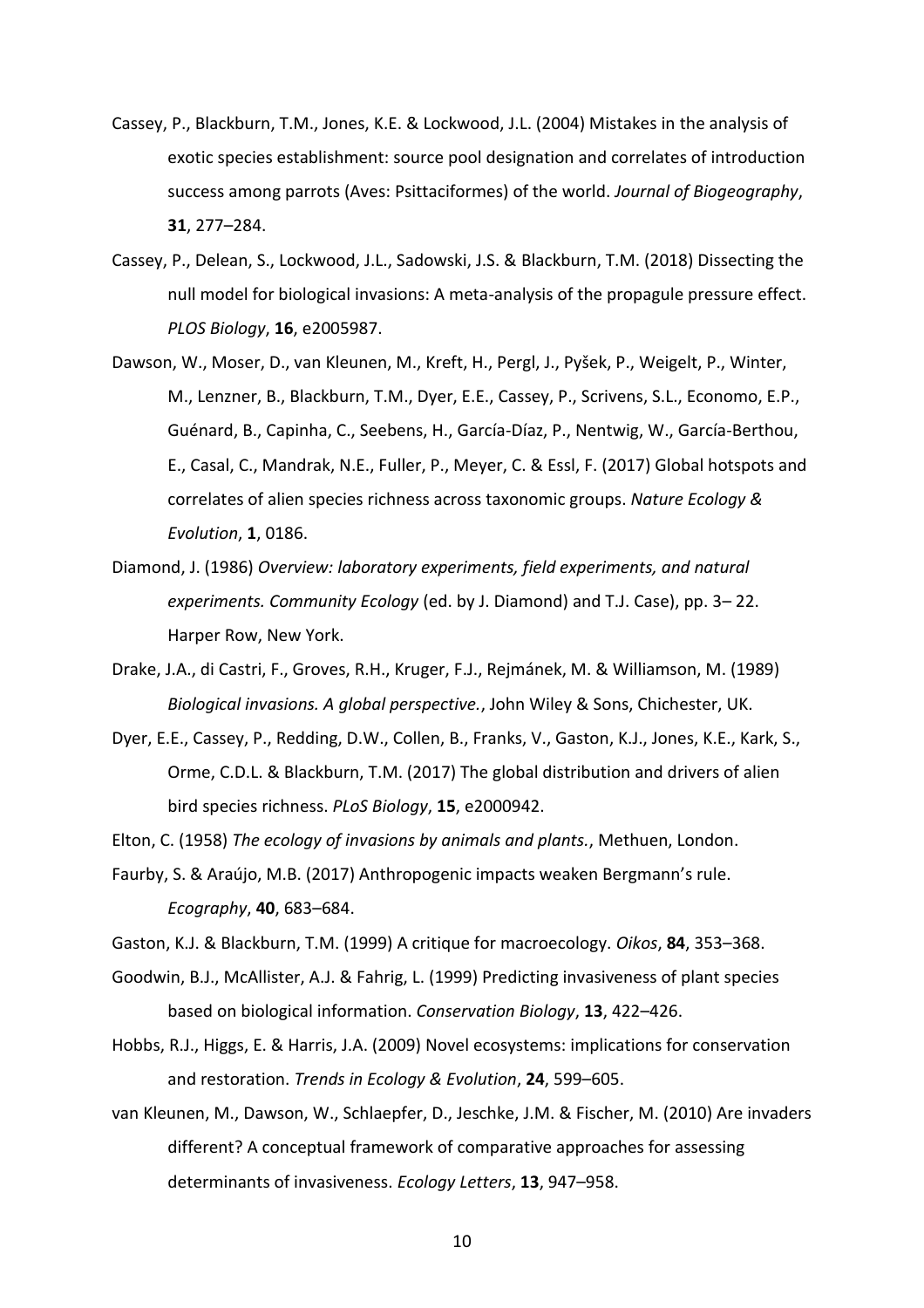Cassey, P., Blackburn, T.M., Jones, K.E. & Lockwood, J.L. (2004) Mistakes in the analysis of exotic species establishment: source pool designation and correlates of introduction success among parrots (Aves: Psittaciformes) of the world. *Journal of Biogeography*, **31**, 277–284.

Cassey, P., Delean, S., Lockwood, J.L., Sadowski, J.S. & Blackburn, T.M. (2018) Dissecting the null model for biological invasions: A meta-analysis of the propagule pressure effect. *PLOS Biology*, **16**, e2005987.

Dawson, W., Moser, D., van Kleunen, M., Kreft, H., Pergl, J., Pyšek, P., Weigelt, P., Winter, M., Lenzner, B., Blackburn, T.M., Dyer, E.E., Cassey, P., Scrivens, S.L., Economo, E.P., Guénard, B., Capinha, C., Seebens, H., García-Díaz, P., Nentwig, W., García-Berthou, E., Casal, C., Mandrak, N.E., Fuller, P., Meyer, C. & Essl, F. (2017) Global hotspots and correlates of alien species richness across taxonomic groups. *Nature Ecology & Evolution*, **1**, 0186.

Diamond, J. (1986) *Overview: laboratory experiments, field experiments, and natural experiments. Community Ecology* (ed. by J. Diamond) and T.J. Case), pp. 3– 22. Harper Row, New York.

Drake, J.A., di Castri, F., Groves, R.H., Kruger, F.J., Rejmánek, M. & Williamson, M. (1989) *Biological invasions. A global perspective.*, John Wiley & Sons, Chichester, UK.

Dyer, E.E., Cassey, P., Redding, D.W., Collen, B., Franks, V., Gaston, K.J., Jones, K.E., Kark, S., Orme, C.D.L. & Blackburn, T.M. (2017) The global distribution and drivers of alien bird species richness. *PLoS Biology*, **15**, e2000942.

Elton, C. (1958) *The ecology of invasions by animals and plants.*, Methuen, London.

Faurby, S. & Araújo, M.B. (2017) Anthropogenic impacts weaken Bergmann's rule. *Ecography*, **40**, 683–684.

Gaston, K.J. & Blackburn, T.M. (1999) A critique for macroecology. *Oikos*, **84**, 353–368.

Goodwin, B.J., McAllister, A.J. & Fahrig, L. (1999) Predicting invasiveness of plant species based on biological information. *Conservation Biology*, **13**, 422–426.

Hobbs, R.J., Higgs, E. & Harris, J.A. (2009) Novel ecosystems: implications for conservation and restoration. *Trends in Ecology & Evolution*, **24**, 599–605.

van Kleunen, M., Dawson, W., Schlaepfer, D., Jeschke, J.M. & Fischer, M. (2010) Are invaders different? A conceptual framework of comparative approaches for assessing determinants of invasiveness. *Ecology Letters*, **13**, 947–958.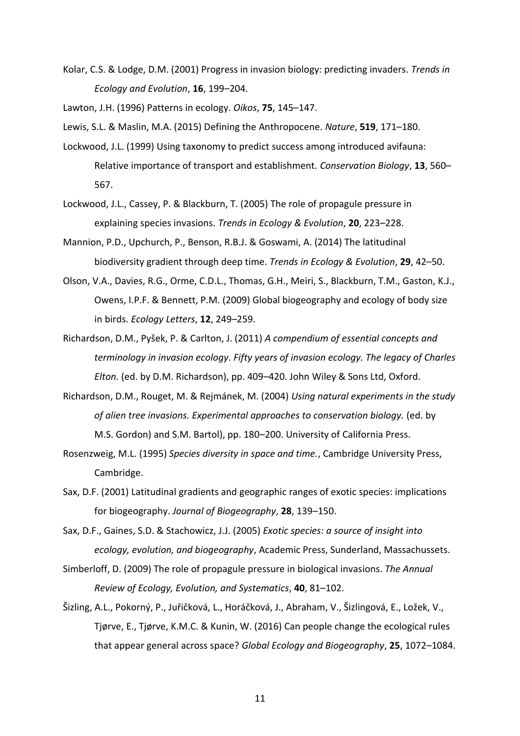Kolar, C.S. & Lodge, D.M. (2001) Progress in invasion biology: predicting invaders. *Trends in Ecology and Evolution*, **16**, 199–204.

Lawton, J.H. (1996) Patterns in ecology. *Oikos*, **75**, 145–147.

Lewis, S.L. & Maslin, M.A. (2015) Defining the Anthropocene. *Nature*, **519**, 171–180.

Lockwood, J.L. (1999) Using taxonomy to predict success among introduced avifauna: Relative importance of transport and establishment. *Conservation Biology*, **13**, 560–567.

Lockwood, J.L., Cassey, P. & Blackburn, T. (2005) The role of propagule pressure in explaining species invasions. *Trends in Ecology & Evolution*, **20**, 223–228.

Mannion, P.D., Upchurch, P., Benson, R.B.J. & Goswami, A. (2014) The latitudinal biodiversity gradient through deep time. *Trends in Ecology & Evolution*, **29**, 42–50.

Olson, V.A., Davies, R.G., Orme, C.D.L., Thomas, G.H., Meiri, S., Blackburn, T.M., Gaston, K.J., Owens, I.P.F. & Bennett, P.M. (2009) Global biogeography and ecology of body size in birds. *Ecology Letters*, **12**, 249–259.

Richardson, D.M., Pyšek, P. & Carlton, J. (2011) *A compendium of essential concepts and terminology in invasion ecology*. *Fifty years of invasion ecology. The legacy of Charles Elton.* (ed. by D.M. Richardson), pp. 409–420. John Wiley & Sons Ltd, Oxford.

Richardson, D.M., Rouget, M. & Rejmánek, M. (2004) *Using natural experiments in the study of alien tree invasions. Experimental approaches to conservation biology.* (ed. by M.S. Gordon) and S.M. Bartol), pp. 180–200. University of California Press.

Rosenzweig, M.L. (1995) *Species diversity in space and time.*, Cambridge University Press, Cambridge.

Sax, D.F. (2001) Latitudinal gradients and geographic ranges of exotic species: implications for biogeography. *Journal of Biogeography*, **28**, 139–150.

Sax, D.F., Gaines, S.D. & Stachowicz, J.J. (2005) *Exotic species: a source of insight into ecology, evolution, and biogeography*, Academic Press, Sunderland, Massachussets.

Simberloff, D. (2009) The role of propagule pressure in biological invasions. *The Annual Review of Ecology, Evolution, and Systematics*, **40**, 81–102.

Šizling, A.L., Pokorný, P., Juřičková, L., Horáčková, J., Abraham, V., Šizlingová, E., Ložek, V., Tjørve, E., Tjørve, K.M.C. & Kunin, W. (2016) Can people change the ecological rules that appear general across space? *Global Ecology and Biogeography*, **25**, 1072–1084.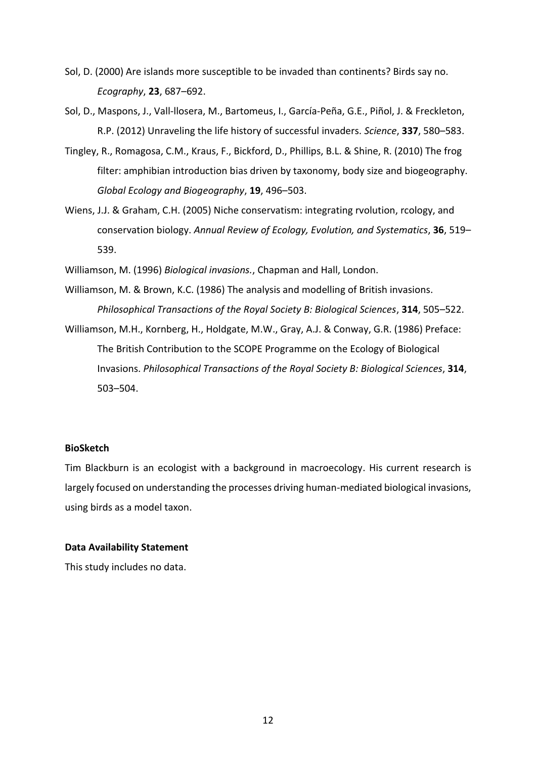Sol, D. (2000) Are islands more susceptible to be invaded than continents? Birds say no. *Ecography*, **23**, 687–692.

Sol, D., Maspons, J., Vall-llosera, M., Bartomeus, I., García-Peña, G.E., Piñol, J. & Freckleton, R.P. (2012) Unraveling the life history of successful invaders. *Science*, **337**, 580–583.

Tingley, R., Romagosa, C.M., Kraus, F., Bickford, D., Phillips, B.L. & Shine, R. (2010) The frog filter: amphibian introduction bias driven by taxonomy, body size and biogeography. *Global Ecology and Biogeography*, **19**, 496–503.

Wiens, J.J. & Graham, C.H. (2005) Niche conservatism: integrating rvolution, rcology, and conservation biology. *Annual Review of Ecology, Evolution, and Systematics*, **36**, 519–539.

Williamson, M. (1996) *Biological invasions.*, Chapman and Hall, London.

Williamson, M. & Brown, K.C. (1986) The analysis and modelling of British invasions. *Philosophical Transactions of the Royal Society B: Biological Sciences*, **314**, 505–522.

Williamson, M.H., Kornberg, H., Holdgate, M.W., Gray, A.J. & Conway, G.R. (1986) Preface: The British Contribution to the SCOPE Programme on the Ecology of Biological Invasions. *Philosophical Transactions of the Royal Society B: Biological Sciences*, **314**, 503–504.

**BioSketch**

Tim Blackburn is an ecologist with a background in macroecology. His current research is largely focused on understanding the processes driving human-mediated biological invasions, using birds as a model taxon.

**Data Availability Statement**

This study includes no data.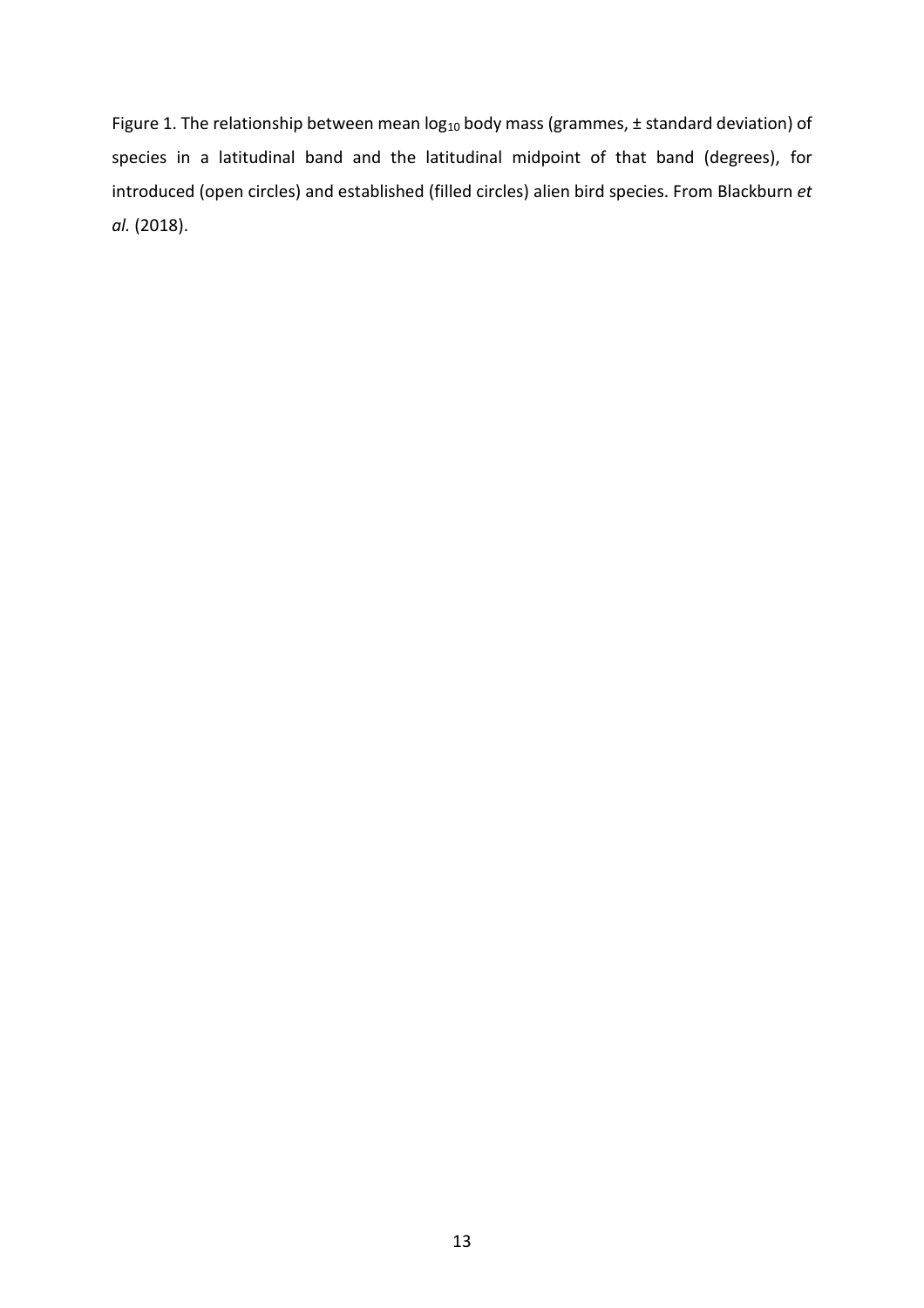Figure 1. The relationship between mean $\log_{10}$ body mass (grammes, ± standard deviation) of species in a latitudinal band and the latitudinal midpoint of that band (degrees), for introduced (open circles) and established (filled circles) alien bird species. From Blackburn *et al.* (2018).